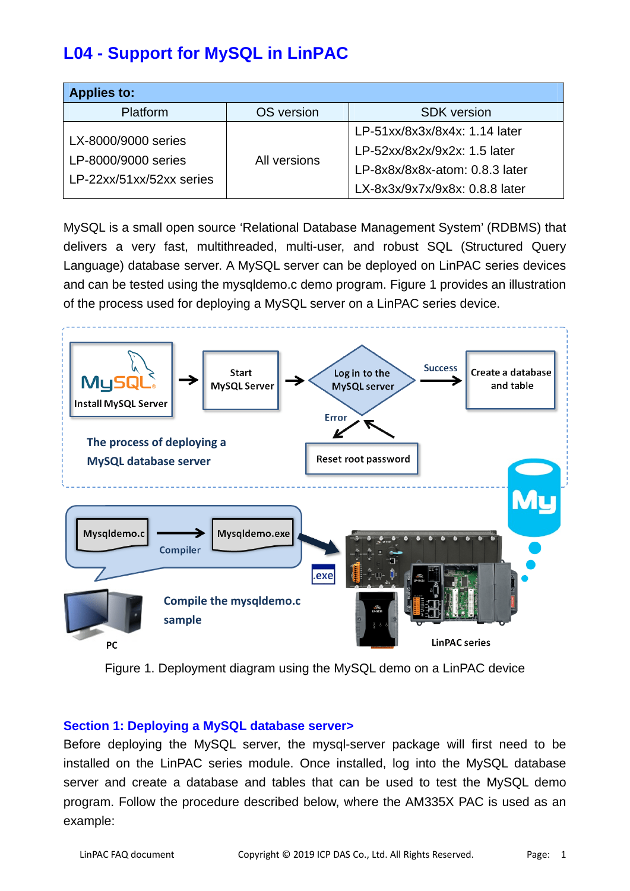# L04 - Support for MySQL in LinPAC

| Applies to: | | |
|---|---|---|
| Platform | OS version | SDK version |
| LX-8000/9000 series<br>LP-8000/9000 series<br>LP-22xx/51xx/52xx series | All versions | LP-51xx/8x3x/8x4x: 1.14 later<br>LP-52xx/8x2x/9x2x: 1.5 later<br>LP-8x8x/8x8x-atom: 0.8.3 later<br>LX-8x3x/9x7x/9x8x: 0.8.8 later |

MySQL is a small open source 'Relational Database Management System' (RDBMS) that delivers a very fast, multithreaded, multi-user, and robust SQL (Structured Query Language) database server. A MySQL server can be deployed on LinPAC series devices and can be tested using the mysqldemo.c demo program. Figure 1 provides an illustration of the process used for deploying a MySQL server on a LinPAC series device.

Figure 1. Deployment diagram using the MySQL demo on a LinPAC device

## Section 1: Deploying a MySQL database server>

Before deploying the MySQL server, the mysql-server package will first need to be installed on the LinPAC series module. Once installed, log into the MySQL database server and create a database and tables that can be used to test the MySQL demo program. Follow the procedure described below, where the AM335X PAC is used as an example: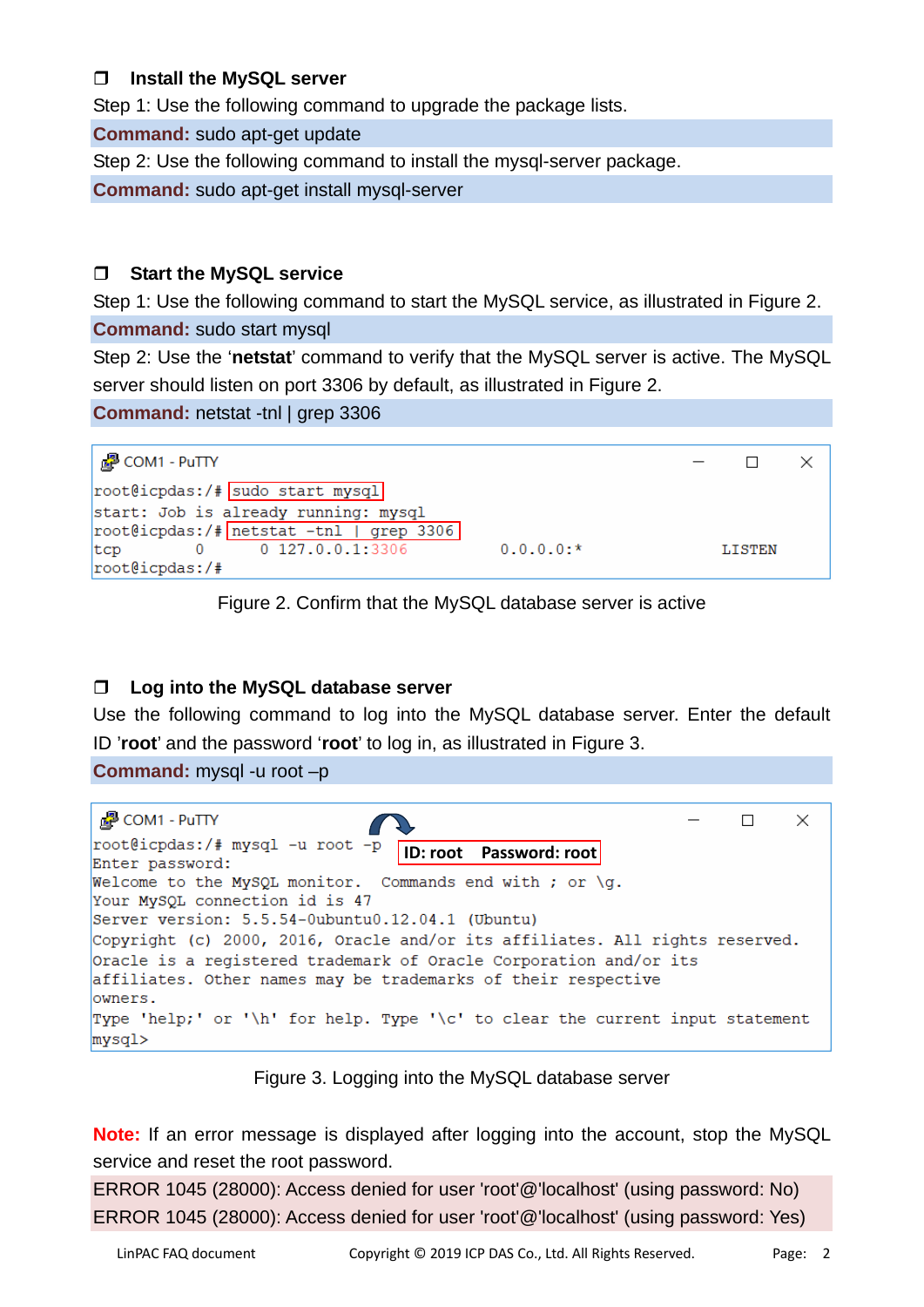### ❒ Install the MySQL server

Step 1: Use the following command to upgrade the package lists.

**Command:** sudo apt-get update

Step 2: Use the following command to install the mysql-server package.

**Command:** sudo apt-get install mysql-server

### ❒ Start the MySQL service

Step 1: Use the following command to start the MySQL service, as illustrated in Figure 2.

**Command:** sudo start mysql

Step 2: Use the '**netstat**' command to verify that the MySQL server is active. The MySQL server should listen on port 3306 by default, as illustrated in Figure 2.

**Command:** netstat -tnl | grep 3306

```
COM1 - PuTTY
root@icpdas:/# sudo start mysql
start: Job is already running: mysql
root@icpdas:/# netstat -tnl | grep 3306
tcp        0      0 127.0.0.1:3306          0.0.0.0:*               LISTEN
root@icpdas:/#
```

Figure 2. Confirm that the MySQL database server is active

### ❒ Log into the MySQL database server

Use the following command to log into the MySQL database server. Enter the default ID '**root**' and the password '**root**' to log in, as illustrated in Figure 3.

**Command:** mysql -u root –p

```
COM1 - PuTTY
root@icpdas:/# mysql -u root -p        ID: root    Password: root
Enter password:
Welcome to the MySQL monitor.  Commands end with ; or \g.
Your MySQL connection id is 47
Server version: 5.5.54-0ubuntu0.12.04.1 (Ubuntu)
Copyright (c) 2000, 2016, Oracle and/or its affiliates. All rights reserved.
Oracle is a registered trademark of Oracle Corporation and/or its
affiliates. Other names may be trademarks of their respective
owners.
Type 'help;' or '\h' for help. Type '\c' to clear the current input statement
mysql>
```

Figure 3. Logging into the MySQL database server

**Note:** If an error message is displayed after logging into the account, stop the MySQL service and reset the root password.

ERROR 1045 (28000): Access denied for user 'root'@'localhost' (using password: No)

ERROR 1045 (28000): Access denied for user 'root'@'localhost' (using password: Yes)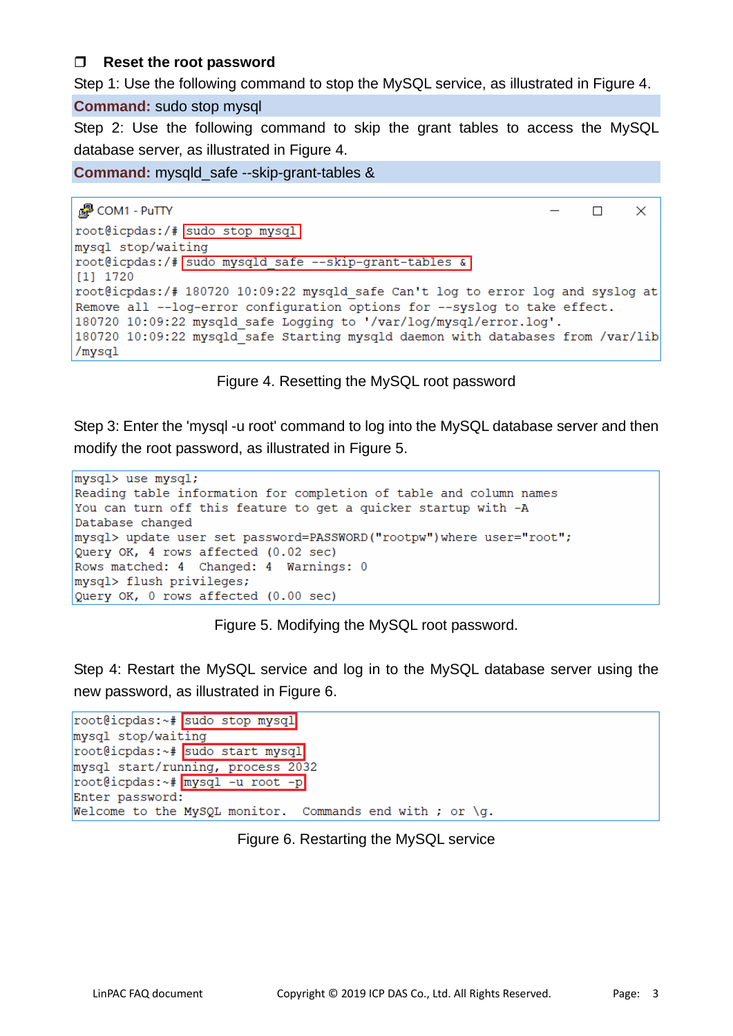### ❒ Reset the root password

Step 1: Use the following command to stop the MySQL service, as illustrated in Figure 4.

**Command:** sudo stop mysql

Step 2: Use the following command to skip the grant tables to access the MySQL database server, as illustrated in Figure 4.

**Command:** mysqld_safe --skip-grant-tables &

```
COM1 - PuTTY
root@icpdas:/# sudo stop mysql
mysql stop/waiting
root@icpdas:/# sudo mysqld_safe --skip-grant-tables &
[1] 1720
root@icpdas:/# 180720 10:09:22 mysqld_safe Can't log to error log and syslog at
Remove all --log-error configuration options for --syslog to take effect.
180720 10:09:22 mysqld_safe Logging to '/var/log/mysql/error.log'.
180720 10:09:22 mysqld_safe Starting mysqld daemon with databases from /var/lib
/mysql
```

Figure 4. Resetting the MySQL root password

Step 3: Enter the 'mysql -u root' command to log into the MySQL database server and then modify the root password, as illustrated in Figure 5.

```
mysql> use mysql;
Reading table information for completion of table and column names
You can turn off this feature to get a quicker startup with -A
Database changed
mysql> update user set password=PASSWORD("rootpw")where user="root";
Query OK, 4 rows affected (0.02 sec)
Rows matched: 4  Changed: 4  Warnings: 0
mysql> flush privileges;
Query OK, 0 rows affected (0.00 sec)
```

Figure 5. Modifying the MySQL root password.

Step 4: Restart the MySQL service and log in to the MySQL database server using the new password, as illustrated in Figure 6.

```
root@icpdas:~# sudo stop mysql
mysql stop/waiting
root@icpdas:~# sudo start mysql
mysql start/running, process 2032
root@icpdas:~# mysql -u root -p
Enter password:
Welcome to the MySQL monitor.  Commands end with ; or \g.
```

Figure 6. Restarting the MySQL service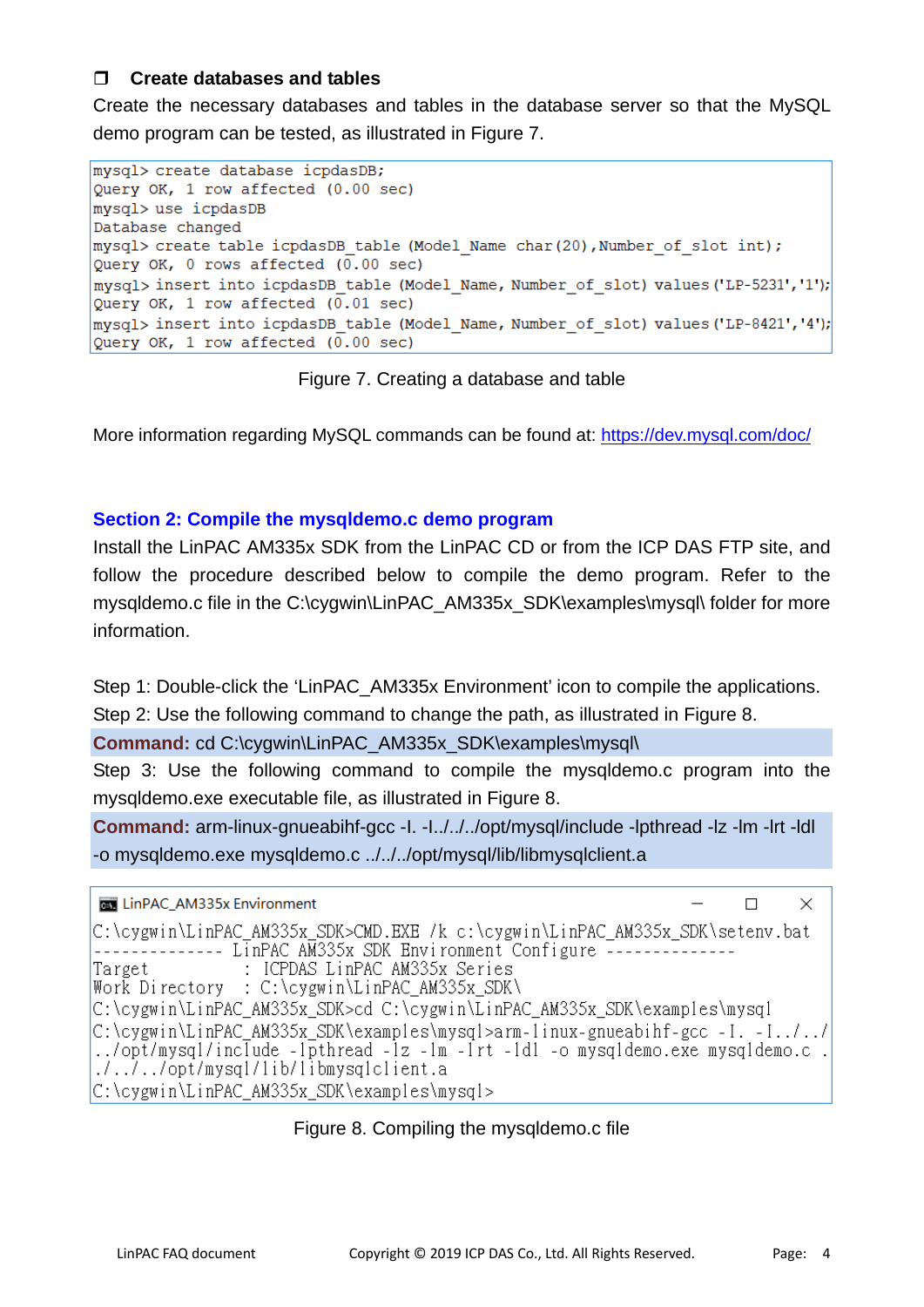### ❐ Create databases and tables

Create the necessary databases and tables in the database server so that the MySQL demo program can be tested, as illustrated in Figure 7.

```
mysql> create database icpdasDB;
Query OK, 1 row affected (0.00 sec)
mysql> use icpdasDB
Database changed
mysql> create table icpdasDB_table (Model_Name char(20),Number_of_slot int);
Query OK, 0 rows affected (0.00 sec)
mysql> insert into icpdasDB_table (Model_Name, Number_of_slot) values('LP-5231','1');
Query OK, 1 row affected (0.01 sec)
mysql> insert into icpdasDB_table (Model_Name, Number_of_slot) values('LP-8421','4');
Query OK, 1 row affected (0.00 sec)
```

Figure 7. Creating a database and table

More information regarding MySQL commands can be found at: https://dev.mysql.com/doc/

## Section 2: Compile the mysqldemo.c demo program

Install the LinPAC AM335x SDK from the LinPAC CD or from the ICP DAS FTP site, and follow the procedure described below to compile the demo program. Refer to the mysqldemo.c file in the C:\cygwin\LinPAC_AM335x_SDK\examples\mysql\ folder for more information.

Step 1: Double-click the 'LinPAC_AM335x Environment' icon to compile the applications.

Step 2: Use the following command to change the path, as illustrated in Figure 8.

**Command:** cd C:\cygwin\LinPAC_AM335x_SDK\examples\mysql\

Step 3: Use the following command to compile the mysqldemo.c program into the mysqldemo.exe executable file, as illustrated in Figure 8.

**Command:** arm-linux-gnueabihf-gcc -I. -I../../../opt/mysql/include -lpthread -lz -lm -lrt -ldl -o mysqldemo.exe mysqldemo.c ../../../opt/mysql/lib/libmysqlclient.a

```
LinPAC_AM335x Environment
C:\cygwin\LinPAC_AM335x_SDK>CMD.EXE /k c:\cygwin\LinPAC_AM335x_SDK\setenv.bat
-------------- LinPAC AM335x SDK Environment Configure --------------
Target          : ICPDAS LinPAC AM335x Series
Work Directory  : C:\cygwin\LinPAC_AM335x_SDK\
C:\cygwin\LinPAC_AM335x_SDK>cd C:\cygwin\LinPAC_AM335x_SDK\examples\mysql
C:\cygwin\LinPAC_AM335x_SDK\examples\mysql>arm-linux-gnueabihf-gcc -I. -I../../../opt/mysql/include -lpthread -lz -lm -lrt -ldl -o mysqldemo.exe mysqldemo.c ../../../opt/mysql/lib/libmysqlclient.a
C:\cygwin\LinPAC_AM335x_SDK\examples\mysql>
```

Figure 8. Compiling the mysqldemo.c file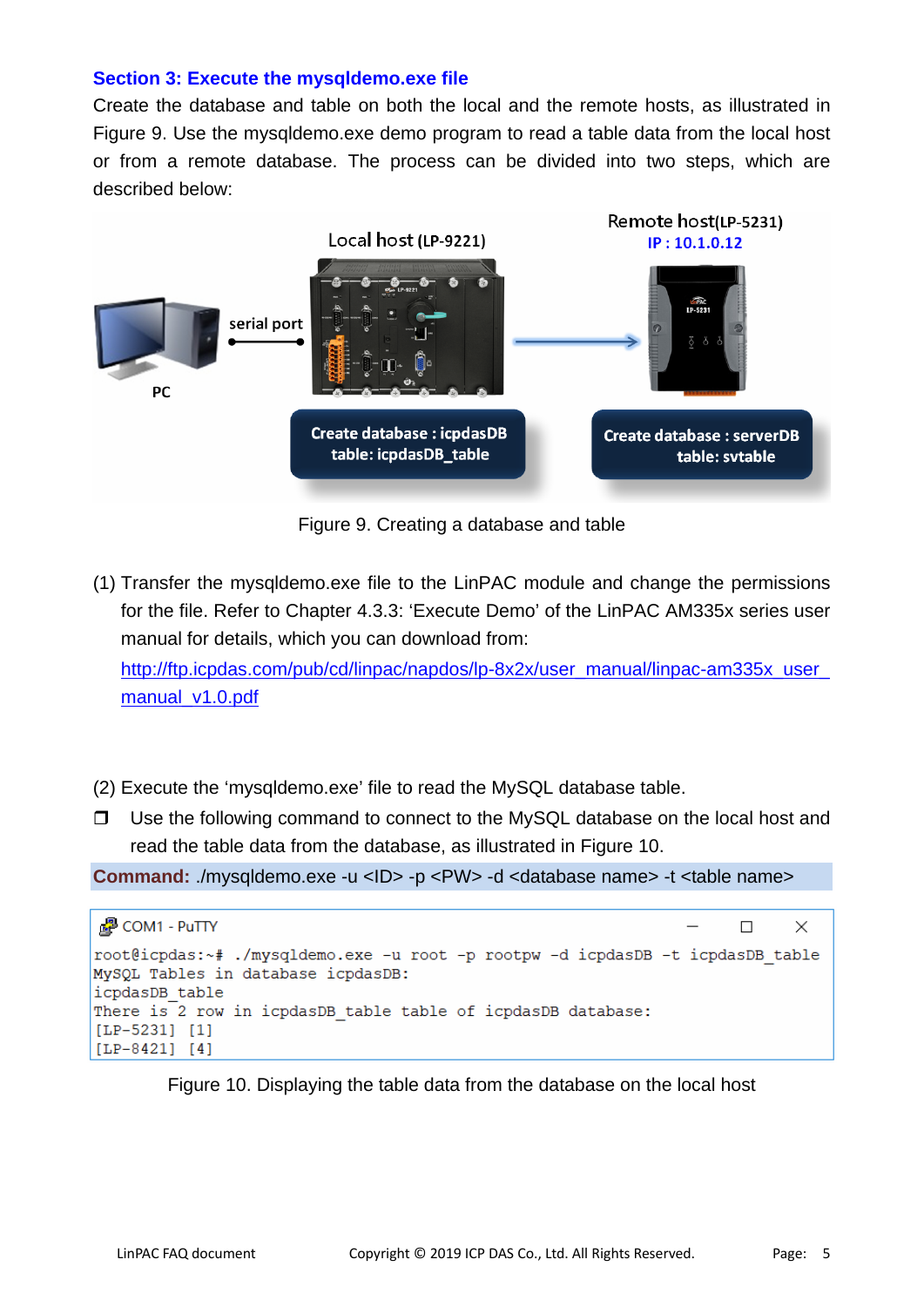### Section 3: Execute the mysqldemo.exe file

Create the database and table on both the local and the remote hosts, as illustrated in Figure 9. Use the mysqldemo.exe demo program to read a table data from the local host or from a remote database. The process can be divided into two steps, which are described below:

Figure 9. Creating a database and table

(1) Transfer the mysqldemo.exe file to the LinPAC module and change the permissions for the file. Refer to Chapter 4.3.3: 'Execute Demo' of the LinPAC AM335x series user manual for details, which you can download from:
[http://ftp.icpdas.com/pub/cd/linpac/napdos/lp-8x2x/user_manual/linpac-am335x_user_manual_v1.0.pdf](http://ftp.icpdas.com/pub/cd/linpac/napdos/lp-8x2x/user_manual/linpac-am335x_user_manual_v1.0.pdf)

(2) Execute the 'mysqldemo.exe' file to read the MySQL database table.

- Use the following command to connect to the MySQL database on the local host and read the table data from the database, as illustrated in Figure 10.

**Command:** ./mysqldemo.exe -u <ID> -p <PW> -d <database name> -t <table name>

```
root@icpdas:~# ./mysqldemo.exe -u root -p rootpw -d icpdasDB -t icpdasDB_table
MySQL Tables in database icpdasDB:
icpdasDB_table
There is 2 row in icpdasDB_table table of icpdasDB database:
[LP-5231] [1]
[LP-8421] [4]
```

Figure 10. Displaying the table data from the database on the local host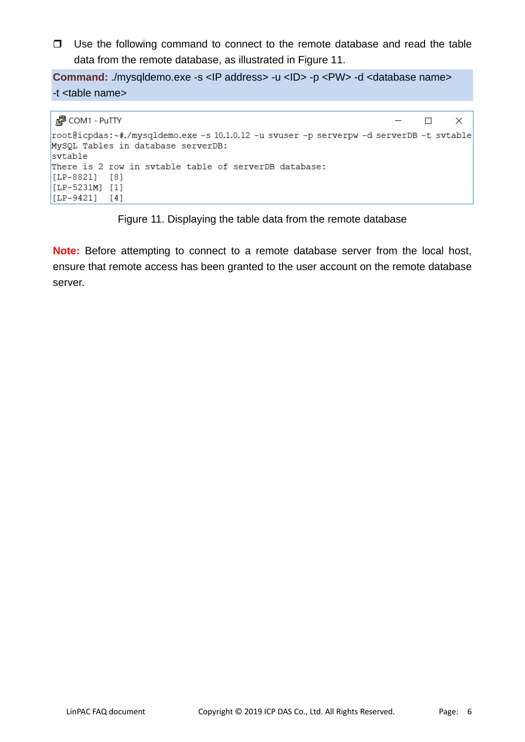- Use the following command to connect to the remote database and read the table data from the remote database, as illustrated in Figure 11.

**Command:** ./mysqldemo.exe -s <IP address> -u <ID> -p <PW> -d <database name> -t <table name>

```
COM1 - PuTTY
root@icpdas:~#./mysqldemo.exe -s 10.1.0.12 -u svuser -p serverpw -d serverDB -t svtable
MySQL Tables in database serverDB:
svtable
There is 2 row in svtable table of serverDB database:
[LP-8821]  [8]
[LP-5231M]  [1]
[LP-9421]  [4]
```

Figure 11. Displaying the table data from the remote database

**Note:** Before attempting to connect to a remote database server from the local host, ensure that remote access has been granted to the user account on the remote database server.